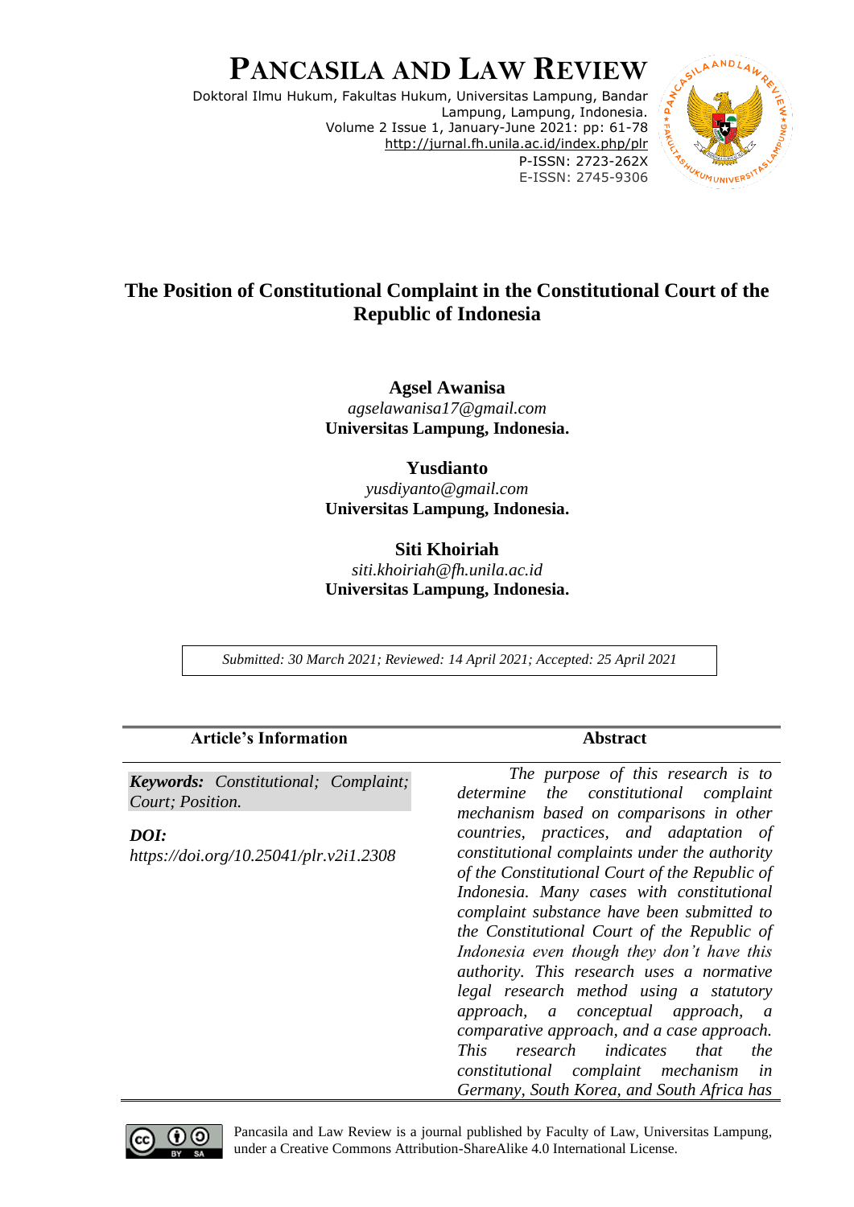# PANCASILA AND LAW REVIEW

Doktoral Ilmu Hukum, Fakultas Hukum, Universitas Lampung, Bandar Lampung, Lampung, Indonesia.
Volume 2 Issue 1, January-June 2021: pp: 61-78
http://jurnal.fh.unila.ac.id/index.php/plr
P-ISSN: 2723-262X
E-ISSN: 2745-9306

## The Position of Constitutional Complaint in the Constitutional Court of the Republic of Indonesia

**Agsel Awanisa**
*agselawanisa17@gmail.com*
**Universitas Lampung, Indonesia.**

**Yusdianto**
*yusdiyanto@gmail.com*
**Universitas Lampung, Indonesia.**

**Siti Khoiriah**
*siti.khoiriah@fh.unila.ac.id*
**Universitas Lampung, Indonesia.**

*Submitted: 30 March 2021; Reviewed: 14 April 2021; Accepted: 25 April 2021*

**Article's Information**

***Keywords:*** *Constitutional; Complaint; Court; Position.*

***DOI:***
*https://doi.org/10.25041/plr.v2i1.2308*

**Abstract**

*The purpose of this research is to determine the constitutional complaint mechanism based on comparisons in other countries, practices, and adaptation of constitutional complaints under the authority of the Constitutional Court of the Republic of Indonesia. Many cases with constitutional complaint substance have been submitted to the Constitutional Court of the Republic of Indonesia even though they don't have this authority. This research uses a normative legal research method using a statutory approach, a conceptual approach, a comparative approach, and a case approach. This research indicates that the constitutional complaint mechanism in Germany, South Korea, and South Africa has*

Pancasila and Law Review is a journal published by Faculty of Law, Universitas Lampung, under a Creative Commons Attribution-ShareAlike 4.0 International License.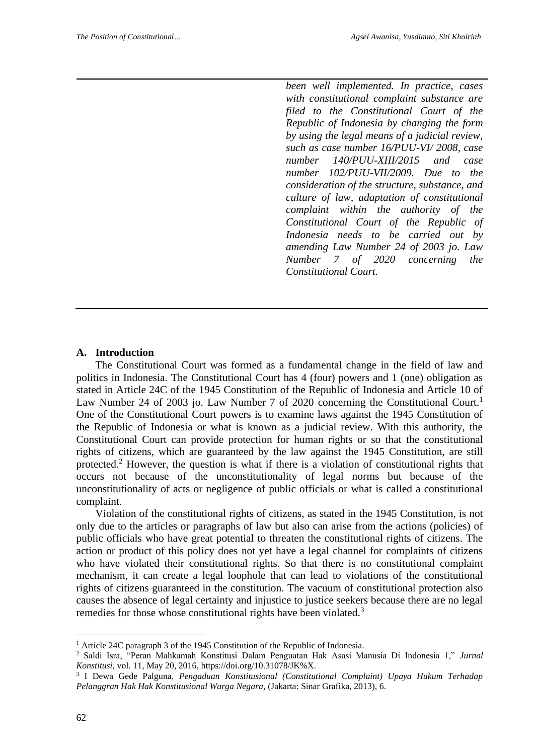*been well implemented. In practice, cases with constitutional complaint substance are filed to the Constitutional Court of the Republic of Indonesia by changing the form by using the legal means of a judicial review, such as case number 16/PUU-VI/ 2008, case number 140/PUU-XIII/2015 and case number 102/PUU-VII/2009. Due to the consideration of the structure, substance, and culture of law, adaptation of constitutional complaint within the authority of the Constitutional Court of the Republic of Indonesia needs to be carried out by amending Law Number 24 of 2003 jo. Law Number 7 of 2020 concerning the Constitutional Court.*

## A. Introduction

The Constitutional Court was formed as a fundamental change in the field of law and politics in Indonesia. The Constitutional Court has 4 (four) powers and 1 (one) obligation as stated in Article 24C of the 1945 Constitution of the Republic of Indonesia and Article 10 of Law Number 24 of 2003 jo. Law Number 7 of 2020 concerning the Constitutional Court.[1] One of the Constitutional Court powers is to examine laws against the 1945 Constitution of the Republic of Indonesia or what is known as a judicial review. With this authority, the Constitutional Court can provide protection for human rights or so that the constitutional rights of citizens, which are guaranteed by the law against the 1945 Constitution, are still protected.[2] However, the question is what if there is a violation of constitutional rights that occurs not because of the unconstitutionality of legal norms but because of the unconstitutionality of acts or negligence of public officials or what is called a constitutional complaint.

Violation of the constitutional rights of citizens, as stated in the 1945 Constitution, is not only due to the articles or paragraphs of law but also can arise from the actions (policies) of public officials who have great potential to threaten the constitutional rights of citizens. The action or product of this policy does not yet have a legal channel for complaints of citizens who have violated their constitutional rights. So that there is no constitutional complaint mechanism, it can create a legal loophole that can lead to violations of the constitutional rights of citizens guaranteed in the constitution. The vacuum of constitutional protection also causes the absence of legal certainty and injustice to justice seekers because there are no legal remedies for those whose constitutional rights have been violated.[3]

---

[1] Article 24C paragraph 3 of the 1945 Constitution of the Republic of Indonesia.

[2] Saldi Isra, "Peran Mahkamah Konstitusi Dalam Penguatan Hak Asasi Manusia Di Indonesia 1," *Jurnal Konstitusi*, vol. 11, May 20, 2016, https://doi.org/10.31078/JK%X.

[3] I Dewa Gede Palguna, *Pengaduan Konstitusional (Constitutional Complaint) Upaya Hukum Terhadap Pelanggran Hak Hak Konstitusional Warga Negara*, (Jakarta: Sinar Grafika, 2013), 6.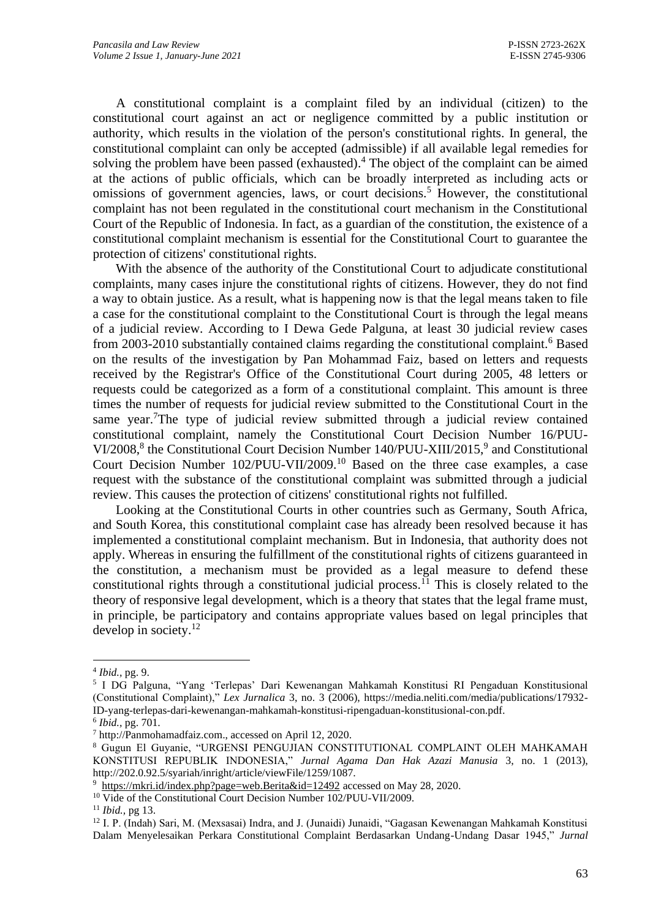A constitutional complaint is a complaint filed by an individual (citizen) to the constitutional court against an act or negligence committed by a public institution or authority, which results in the violation of the person's constitutional rights. In general, the constitutional complaint can only be accepted (admissible) if all available legal remedies for solving the problem have been passed (exhausted).[4] The object of the complaint can be aimed at the actions of public officials, which can be broadly interpreted as including acts or omissions of government agencies, laws, or court decisions.[5] However, the constitutional complaint has not been regulated in the constitutional court mechanism in the Constitutional Court of the Republic of Indonesia. In fact, as a guardian of the constitution, the existence of a constitutional complaint mechanism is essential for the Constitutional Court to guarantee the protection of citizens' constitutional rights.

With the absence of the authority of the Constitutional Court to adjudicate constitutional complaints, many cases injure the constitutional rights of citizens. However, they do not find a way to obtain justice. As a result, what is happening now is that the legal means taken to file a case for the constitutional complaint to the Constitutional Court is through the legal means of a judicial review. According to I Dewa Gede Palguna, at least 30 judicial review cases from 2003-2010 substantially contained claims regarding the constitutional complaint.[6] Based on the results of the investigation by Pan Mohammad Faiz, based on letters and requests received by the Registrar's Office of the Constitutional Court during 2005, 48 letters or requests could be categorized as a form of a constitutional complaint. This amount is three times the number of requests for judicial review submitted to the Constitutional Court in the same year.[7]The type of judicial review submitted through a judicial review contained constitutional complaint, namely the Constitutional Court Decision Number 16/PUU-VI/2008,[8] the Constitutional Court Decision Number 140/PUU-XIII/2015,[9] and Constitutional Court Decision Number 102/PUU-VII/2009.[10] Based on the three case examples, a case request with the substance of the constitutional complaint was submitted through a judicial review. This causes the protection of citizens' constitutional rights not fulfilled.

Looking at the Constitutional Courts in other countries such as Germany, South Africa, and South Korea, this constitutional complaint case has already been resolved because it has implemented a constitutional complaint mechanism. But in Indonesia, that authority does not apply. Whereas in ensuring the fulfillment of the constitutional rights of citizens guaranteed in the constitution, a mechanism must be provided as a legal measure to defend these constitutional rights through a constitutional judicial process.[11] This is closely related to the theory of responsive legal development, which is a theory that states that the legal frame must, in principle, be participatory and contains appropriate values based on legal principles that develop in society.[12]

---

[4] *Ibid.,* pg. 9.

[5] I DG Palguna, "Yang 'Terlepas' Dari Kewenangan Mahkamah Konstitusi RI Pengaduan Konstitusional (Constitutional Complaint)," *Lex Jurnalica* 3, no. 3 (2006), https://media.neliti.com/media/publications/17932-ID-yang-terlepas-dari-kewenangan-mahkamah-konstitusi-ripengaduan-konstitusional-con.pdf.

[6] *Ibid.,* pg. 701.

[7] http://Panmohamadfaiz.com., accessed on April 12, 2020.

[8] Gugun El Guyanie, "URGENSI PENGUJIAN CONSTITUTIONAL COMPLAINT OLEH MAHKAMAH KONSTITUSI REPUBLIK INDONESIA," *Jurnal Agama Dan Hak Azazi Manusia* 3, no. 1 (2013), http://202.0.92.5/syariah/inright/article/viewFile/1259/1087.

[9] https://mkri.id/index.php?page=web.Berita&id=12492 accessed on May 28, 2020.

[10] Vide of the Constitutional Court Decision Number 102/PUU-VII/2009.

[11] *Ibid.,* pg 13.

[12] I. P. (Indah) Sari, M. (Mexsasai) Indra, and J. (Junaidi) Junaidi, "Gagasan Kewenangan Mahkamah Konstitusi Dalam Menyelesaikan Perkara Constitutional Complaint Berdasarkan Undang-Undang Dasar 1945," *Jurnal*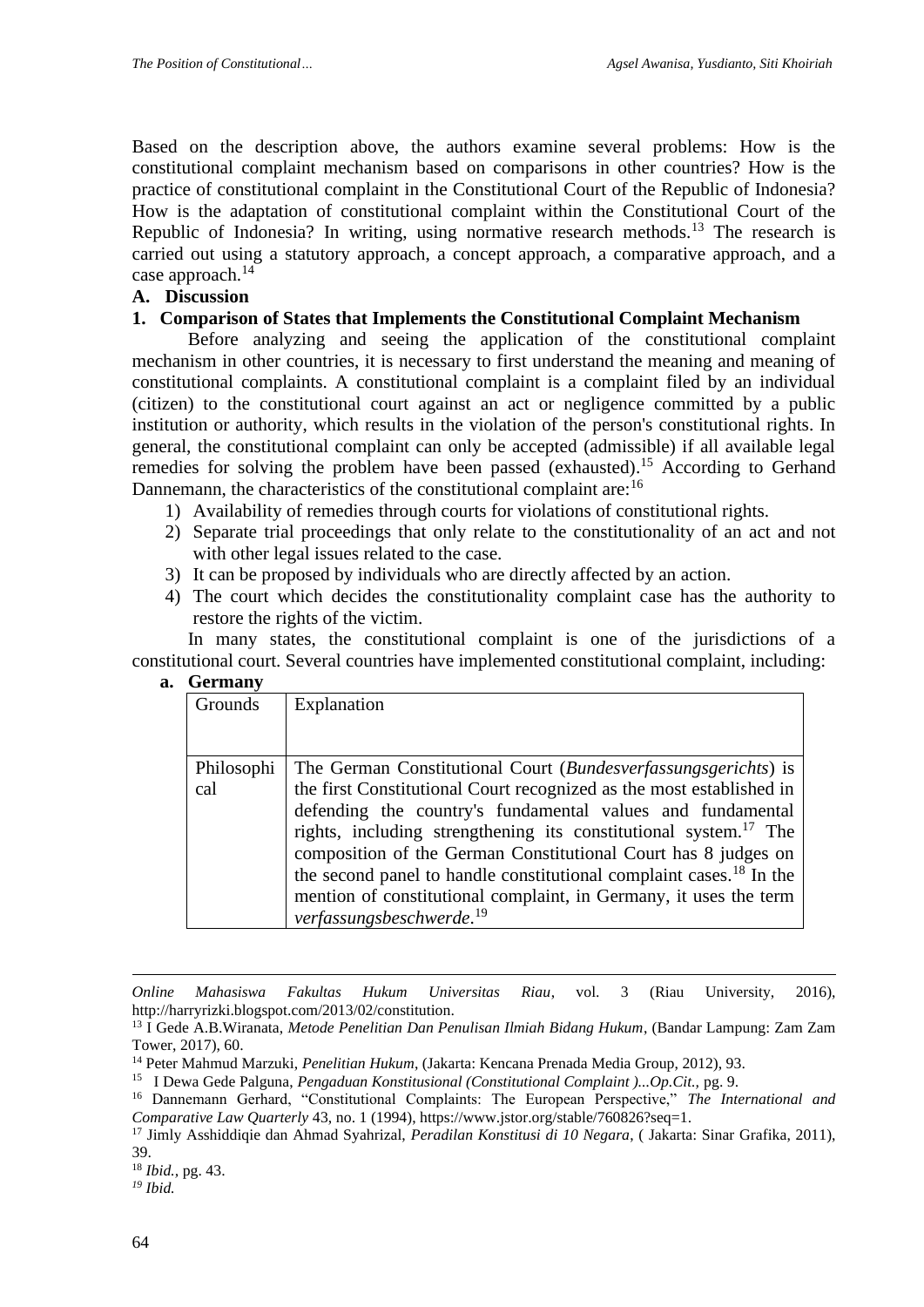Based on the description above, the authors examine several problems: How is the constitutional complaint mechanism based on comparisons in other countries? How is the practice of constitutional complaint in the Constitutional Court of the Republic of Indonesia? How is the adaptation of constitutional complaint within the Constitutional Court of the Republic of Indonesia? In writing, using normative research methods.[13] The research is carried out using a statutory approach, a concept approach, a comparative approach, and a case approach.[14]

## A. Discussion

### 1. Comparison of States that Implements the Constitutional Complaint Mechanism

Before analyzing and seeing the application of the constitutional complaint mechanism in other countries, it is necessary to first understand the meaning and meaning of constitutional complaints. A constitutional complaint is a complaint filed by an individual (citizen) to the constitutional court against an act or negligence committed by a public institution or authority, which results in the violation of the person's constitutional rights. In general, the constitutional complaint can only be accepted (admissible) if all available legal remedies for solving the problem have been passed (exhausted).[15] According to Gerhand Dannemann, the characteristics of the constitutional complaint are:[16]

1) Availability of remedies through courts for violations of constitutional rights.
2) Separate trial proceedings that only relate to the constitutionality of an act and not with other legal issues related to the case.
3) It can be proposed by individuals who are directly affected by an action.
4) The court which decides the constitutionality complaint case has the authority to restore the rights of the victim.

In many states, the constitutional complaint is one of the jurisdictions of a constitutional court. Several countries have implemented constitutional complaint, including:

**a. Germany**

| Grounds | Explanation |
|---|---|
| Philosophical | The German Constitutional Court (*Bundesverfassungsgerichts*) is the first Constitutional Court recognized as the most established in defending the country's fundamental values and fundamental rights, including strengthening its constitutional system.[17] The composition of the German Constitutional Court has 8 judges on the second panel to handle constitutional complaint cases.[18] In the mention of constitutional complaint, in Germany, it uses the term *verfassungsbeschwerde*.[19] |

---

*Online Mahasiswa Fakultas Hukum Universitas Riau*, vol. 3 (Riau University, 2016), http://harryrizki.blogspot.com/2013/02/constitution.

[13] I Gede A.B.Wiranata, *Metode Penelitian Dan Penulisan Ilmiah Bidang Hukum*, (Bandar Lampung: Zam Zam Tower, 2017), 60.

[14] Peter Mahmud Marzuki, *Penelitian Hukum*, (Jakarta: Kencana Prenada Media Group, 2012), 93.

[15] I Dewa Gede Palguna, *Pengaduan Konstitusional (Constitutional Complaint )...Op.Cit.*, pg. 9.

[16] Dannemann Gerhard, "Constitutional Complaints: The European Perspective," *The International and Comparative Law Quarterly* 43, no. 1 (1994), https://www.jstor.org/stable/760826?seq=1.

[17] Jimly Asshiddiqie dan Ahmad Syahrizal, *Peradilan Konstitusi di 10 Negara*, ( Jakarta: Sinar Grafika, 2011), 39.

[18] *Ibid.*, pg. 43.

[19] *Ibid.*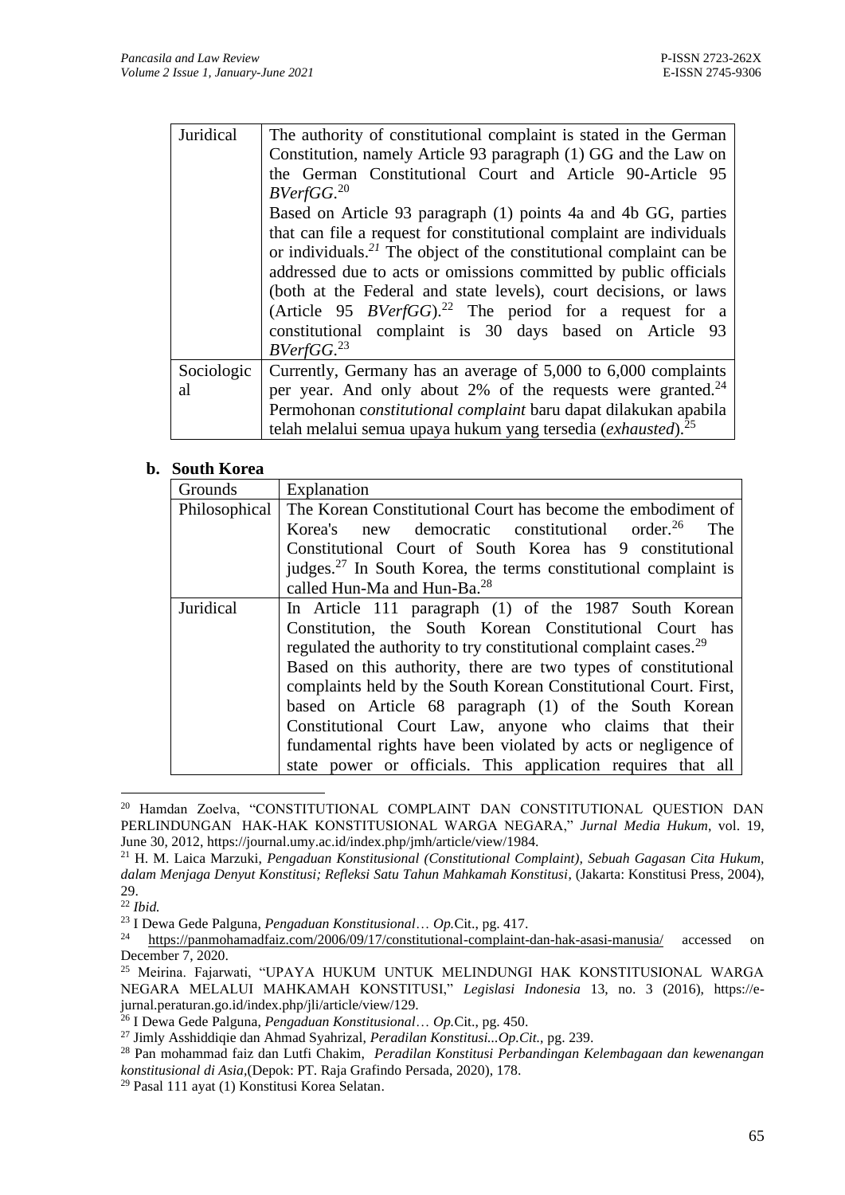| | |
|---|---|
| Juridical | The authority of constitutional complaint is stated in the German Constitution, namely Article 93 paragraph (1) GG and the Law on the German Constitutional Court and Article 90-Article 95 *BVerfGG*.[20] Based on Article 93 paragraph (1) points 4a and 4b GG, parties that can file a request for constitutional complaint are individuals or individuals.[21] The object of the constitutional complaint can be addressed due to acts or omissions committed by public officials (both at the Federal and state levels), court decisions, or laws (Article 95 *BVerfGG*).[22] The period for a request for a constitutional complaint is 30 days based on Article 93 *BVerfGG*.[23] |
| Sociological | Currently, Germany has an average of 5,000 to 6,000 complaints per year. And only about 2% of the requests were granted.[24] Permohonan c*onstitutional complaint* baru dapat dilakukan apabila telah melalui semua upaya hukum yang tersedia (*exhausted*).[25] |

**b. South Korea**

| Grounds | Explanation |
|---|---|
| Philosophical | The Korean Constitutional Court has become the embodiment of Korea's new democratic constitutional order.[26] The Constitutional Court of South Korea has 9 constitutional judges.[27] In South Korea, the terms constitutional complaint is called Hun-Ma and Hun-Ba.[28] |
| Juridical | In Article 111 paragraph (1) of the 1987 South Korean Constitution, the South Korean Constitutional Court has regulated the authority to try constitutional complaint cases.[29] Based on this authority, there are two types of constitutional complaints held by the South Korean Constitutional Court. First, based on Article 68 paragraph (1) of the South Korean Constitutional Court Law, anyone who claims that their fundamental rights have been violated by acts or negligence of state power or officials. This application requires that all |

---

[20] Hamdan Zoelva, "CONSTITUTIONAL COMPLAINT DAN CONSTITUTIONAL QUESTION DAN PERLINDUNGAN HAK-HAK KONSTITUSIONAL WARGA NEGARA," *Jurnal Media Hukum*, vol. 19, June 30, 2012, https://journal.umy.ac.id/index.php/jmh/article/view/1984.

[21] H. M. Laica Marzuki, *Pengaduan Konstitusional (Constitutional Complaint), Sebuah Gagasan Cita Hukum, dalam Menjaga Denyut Konstitusi; Refleksi Satu Tahun Mahkamah Konstitusi*, (Jakarta: Konstitusi Press, 2004), 29.

[22] *Ibid.*

[23] I Dewa Gede Palguna, *Pengaduan Konstitusional*… *Op.*Cit., pg. 417.

[24] https://panmohamadfaiz.com/2006/09/17/constitutional-complaint-dan-hak-asasi-manusia/ accessed on December 7, 2020.

[25] Meirina. Fajarwati, "UPAYA HUKUM UNTUK MELINDUNGI HAK KONSTITUSIONAL WARGA NEGARA MELALUI MAHKAMAH KONSTITUSI," *Legislasi Indonesia* 13, no. 3 (2016), https://e-jurnal.peraturan.go.id/index.php/jli/article/view/129.

[26] I Dewa Gede Palguna, *Pengaduan Konstitusional*… *Op.*Cit., pg. 450.

[27] Jimly Asshiddiqie dan Ahmad Syahrizal, *Peradilan Konstitusi...Op.Cit.*, pg. 239.

[28] Pan mohammad faiz dan Lutfi Chakim, *Peradilan Konstitusi Perbandingan Kelembagaan dan kewenangan konstitusional di Asia*,(Depok: PT. Raja Grafindo Persada, 2020), 178.

[29] Pasal 111 ayat (1) Konstitusi Korea Selatan.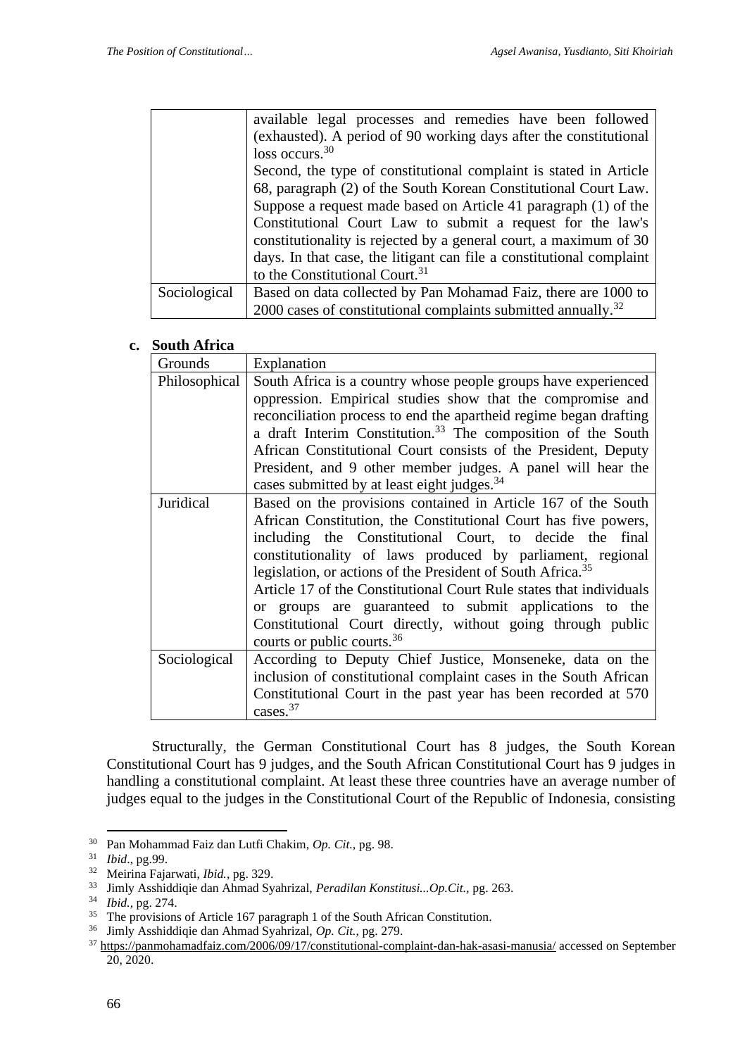| | |
|---|---|
| | available legal processes and remedies have been followed (exhausted). A period of 90 working days after the constitutional loss occurs.[30] Second, the type of constitutional complaint is stated in Article 68, paragraph (2) of the South Korean Constitutional Court Law. Suppose a request made based on Article 41 paragraph (1) of the Constitutional Court Law to submit a request for the law's constitutionality is rejected by a general court, a maximum of 30 days. In that case, the litigant can file a constitutional complaint to the Constitutional Court.[31] |
| Sociological | Based on data collected by Pan Mohamad Faiz, there are 1000 to 2000 cases of constitutional complaints submitted annually.[32] |

**c. South Africa**

| Grounds | Explanation |
|---|---|
| Philosophical | South Africa is a country whose people groups have experienced oppression. Empirical studies show that the compromise and reconciliation process to end the apartheid regime began drafting a draft Interim Constitution.[33] The composition of the South African Constitutional Court consists of the President, Deputy President, and 9 other member judges. A panel will hear the cases submitted by at least eight judges.[34] |
| Juridical | Based on the provisions contained in Article 167 of the South African Constitution, the Constitutional Court has five powers, including the Constitutional Court, to decide the final constitutionality of laws produced by parliament, regional legislation, or actions of the President of South Africa.[35] Article 17 of the Constitutional Court Rule states that individuals or groups are guaranteed to submit applications to the Constitutional Court directly, without going through public courts or public courts.[36] |
| Sociological | According to Deputy Chief Justice, Monseneke, data on the inclusion of constitutional complaint cases in the South African Constitutional Court in the past year has been recorded at 570 cases.[37] |

Structurally, the German Constitutional Court has 8 judges, the South Korean Constitutional Court has 9 judges, and the South African Constitutional Court has 9 judges in handling a constitutional complaint. At least these three countries have an average number of judges equal to the judges in the Constitutional Court of the Republic of Indonesia, consisting

---

[30] Pan Mohammad Faiz dan Lutfi Chakim, *Op. Cit.*, pg. 98.

[31] *Ibid*., pg.99.

[32] Meirina Fajarwati, *Ibid.*, pg. 329.

[33] Jimly Asshiddiqie dan Ahmad Syahrizal, *Peradilan Konstitusi...Op.Cit.*, pg. 263.

[34] *Ibid.*, pg. 274.

[35] The provisions of Article 167 paragraph 1 of the South African Constitution.

[36] Jimly Asshiddiqie dan Ahmad Syahrizal, *Op. Cit.*, pg. 279.

[37] https://panmohamadfaiz.com/2006/09/17/constitutional-complaint-dan-hak-asasi-manusia/ accessed on September 20, 2020.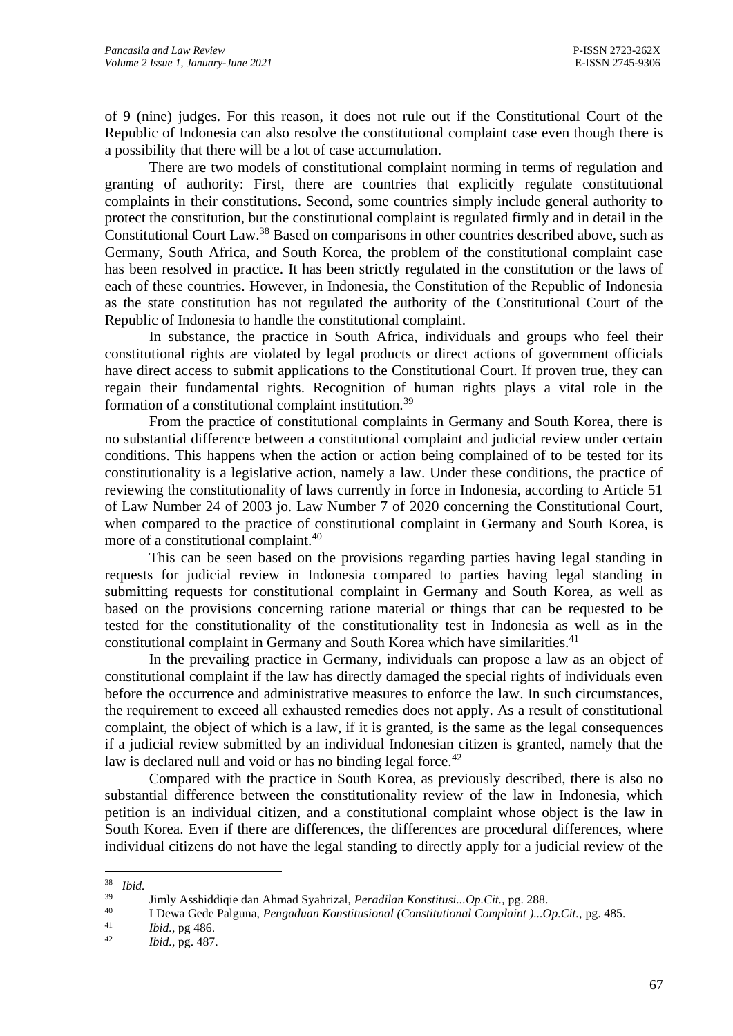of 9 (nine) judges. For this reason, it does not rule out if the Constitutional Court of the Republic of Indonesia can also resolve the constitutional complaint case even though there is a possibility that there will be a lot of case accumulation.

There are two models of constitutional complaint norming in terms of regulation and granting of authority: First, there are countries that explicitly regulate constitutional complaints in their constitutions. Second, some countries simply include general authority to protect the constitution, but the constitutional complaint is regulated firmly and in detail in the Constitutional Court Law.[38] Based on comparisons in other countries described above, such as Germany, South Africa, and South Korea, the problem of the constitutional complaint case has been resolved in practice. It has been strictly regulated in the constitution or the laws of each of these countries. However, in Indonesia, the Constitution of the Republic of Indonesia as the state constitution has not regulated the authority of the Constitutional Court of the Republic of Indonesia to handle the constitutional complaint.

In substance, the practice in South Africa, individuals and groups who feel their constitutional rights are violated by legal products or direct actions of government officials have direct access to submit applications to the Constitutional Court. If proven true, they can regain their fundamental rights. Recognition of human rights plays a vital role in the formation of a constitutional complaint institution.[39]

From the practice of constitutional complaints in Germany and South Korea, there is no substantial difference between a constitutional complaint and judicial review under certain conditions. This happens when the action or action being complained of to be tested for its constitutionality is a legislative action, namely a law. Under these conditions, the practice of reviewing the constitutionality of laws currently in force in Indonesia, according to Article 51 of Law Number 24 of 2003 jo. Law Number 7 of 2020 concerning the Constitutional Court, when compared to the practice of constitutional complaint in Germany and South Korea, is more of a constitutional complaint.[40]

This can be seen based on the provisions regarding parties having legal standing in requests for judicial review in Indonesia compared to parties having legal standing in submitting requests for constitutional complaint in Germany and South Korea, as well as based on the provisions concerning ratione material or things that can be requested to be tested for the constitutionality of the constitutionality test in Indonesia as well as in the constitutional complaint in Germany and South Korea which have similarities.[41]

In the prevailing practice in Germany, individuals can propose a law as an object of constitutional complaint if the law has directly damaged the special rights of individuals even before the occurrence and administrative measures to enforce the law. In such circumstances, the requirement to exceed all exhausted remedies does not apply. As a result of constitutional complaint, the object of which is a law, if it is granted, is the same as the legal consequences if a judicial review submitted by an individual Indonesian citizen is granted, namely that the law is declared null and void or has no binding legal force.[42]

Compared with the practice in South Korea, as previously described, there is also no substantial difference between the constitutionality review of the law in Indonesia, which petition is an individual citizen, and a constitutional complaint whose object is the law in South Korea. Even if there are differences, the differences are procedural differences, where individual citizens do not have the legal standing to directly apply for a judicial review of the

---

[38] *Ibid.*

[39] Jimly Asshiddiqie dan Ahmad Syahrizal, *Peradilan Konstitusi...Op.Cit.*, pg. 288.

[40] I Dewa Gede Palguna, *Pengaduan Konstitusional (Constitutional Complaint )...Op.Cit.*, pg. 485.

[41] *Ibid.*, pg 486.

[42] *Ibid.*, pg. 487.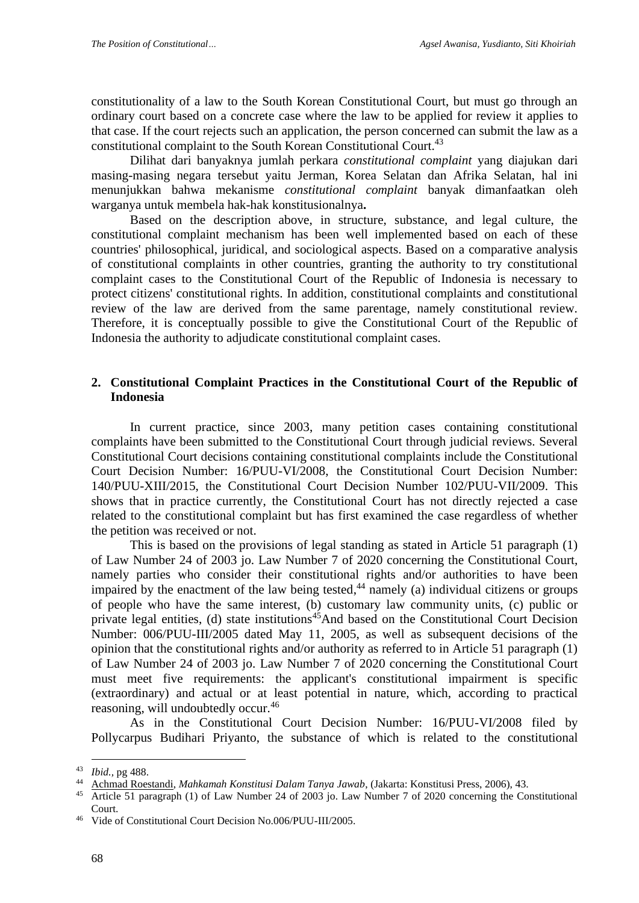constitutionality of a law to the South Korean Constitutional Court, but must go through an ordinary court based on a concrete case where the law to be applied for review it applies to that case. If the court rejects such an application, the person concerned can submit the law as a constitutional complaint to the South Korean Constitutional Court.[43]

Dilihat dari banyaknya jumlah perkara *constitutional complaint* yang diajukan dari masing-masing negara tersebut yaitu Jerman, Korea Selatan dan Afrika Selatan, hal ini menunjukkan bahwa mekanisme *constitutional complaint* banyak dimanfaatkan oleh warganya untuk membela hak-hak konstitusionalnya**.**

Based on the description above, in structure, substance, and legal culture, the constitutional complaint mechanism has been well implemented based on each of these countries' philosophical, juridical, and sociological aspects. Based on a comparative analysis of constitutional complaints in other countries, granting the authority to try constitutional complaint cases to the Constitutional Court of the Republic of Indonesia is necessary to protect citizens' constitutional rights. In addition, constitutional complaints and constitutional review of the law are derived from the same parentage, namely constitutional review. Therefore, it is conceptually possible to give the Constitutional Court of the Republic of Indonesia the authority to adjudicate constitutional complaint cases.

## 2. Constitutional Complaint Practices in the Constitutional Court of the Republic of Indonesia

In current practice, since 2003, many petition cases containing constitutional complaints have been submitted to the Constitutional Court through judicial reviews. Several Constitutional Court decisions containing constitutional complaints include the Constitutional Court Decision Number: 16/PUU-VI/2008, the Constitutional Court Decision Number: 140/PUU-XIII/2015, the Constitutional Court Decision Number 102/PUU-VII/2009. This shows that in practice currently, the Constitutional Court has not directly rejected a case related to the constitutional complaint but has first examined the case regardless of whether the petition was received or not.

This is based on the provisions of legal standing as stated in Article 51 paragraph (1) of Law Number 24 of 2003 jo. Law Number 7 of 2020 concerning the Constitutional Court, namely parties who consider their constitutional rights and/or authorities to have been impaired by the enactment of the law being tested,[44] namely (a) individual citizens or groups of people who have the same interest, (b) customary law community units, (c) public or private legal entities, (d) state institutions[45]And based on the Constitutional Court Decision Number: 006/PUU-III/2005 dated May 11, 2005, as well as subsequent decisions of the opinion that the constitutional rights and/or authority as referred to in Article 51 paragraph (1) of Law Number 24 of 2003 jo. Law Number 7 of 2020 concerning the Constitutional Court must meet five requirements: the applicant's constitutional impairment is specific (extraordinary) and actual or at least potential in nature, which, according to practical reasoning, will undoubtedly occur.[46]

As in the Constitutional Court Decision Number: 16/PUU-VI/2008 filed by Pollycarpus Budihari Priyanto, the substance of which is related to the constitutional

---

[43] *Ibid.*, pg 488.

[44] Achmad Roestandi, *Mahkamah Konstitusi Dalam Tanya Jawab*, (Jakarta: Konstitusi Press, 2006), 43.

[45] Article 51 paragraph (1) of Law Number 24 of 2003 jo. Law Number 7 of 2020 concerning the Constitutional Court.

[46] Vide of Constitutional Court Decision No.006/PUU-III/2005.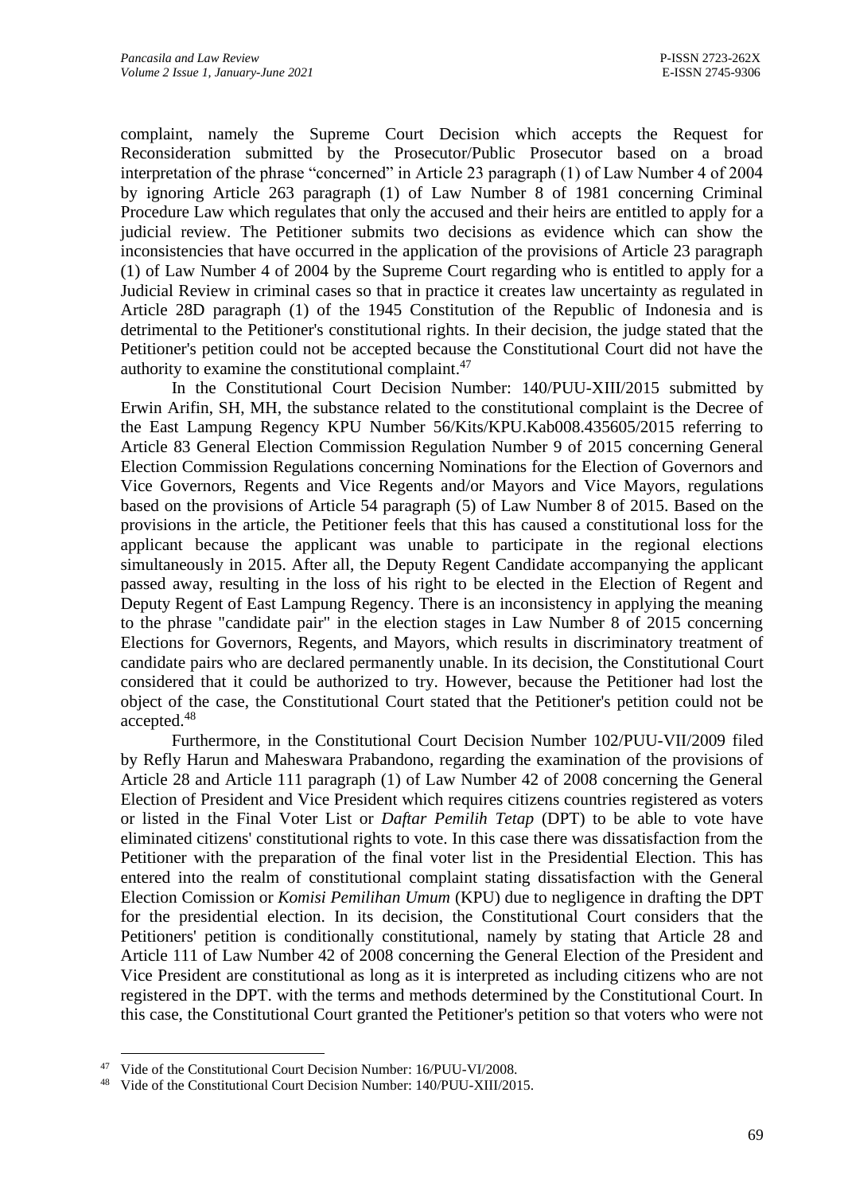complaint, namely the Supreme Court Decision which accepts the Request for Reconsideration submitted by the Prosecutor/Public Prosecutor based on a broad interpretation of the phrase "concerned" in Article 23 paragraph (1) of Law Number 4 of 2004 by ignoring Article 263 paragraph (1) of Law Number 8 of 1981 concerning Criminal Procedure Law which regulates that only the accused and their heirs are entitled to apply for a judicial review. The Petitioner submits two decisions as evidence which can show the inconsistencies that have occurred in the application of the provisions of Article 23 paragraph (1) of Law Number 4 of 2004 by the Supreme Court regarding who is entitled to apply for a Judicial Review in criminal cases so that in practice it creates law uncertainty as regulated in Article 28D paragraph (1) of the 1945 Constitution of the Republic of Indonesia and is detrimental to the Petitioner's constitutional rights. In their decision, the judge stated that the Petitioner's petition could not be accepted because the Constitutional Court did not have the authority to examine the constitutional complaint.[47]

In the Constitutional Court Decision Number: 140/PUU-XIII/2015 submitted by Erwin Arifin, SH, MH, the substance related to the constitutional complaint is the Decree of the East Lampung Regency KPU Number 56/Kits/KPU.Kab008.435605/2015 referring to Article 83 General Election Commission Regulation Number 9 of 2015 concerning General Election Commission Regulations concerning Nominations for the Election of Governors and Vice Governors, Regents and Vice Regents and/or Mayors and Vice Mayors, regulations based on the provisions of Article 54 paragraph (5) of Law Number 8 of 2015. Based on the provisions in the article, the Petitioner feels that this has caused a constitutional loss for the applicant because the applicant was unable to participate in the regional elections simultaneously in 2015. After all, the Deputy Regent Candidate accompanying the applicant passed away, resulting in the loss of his right to be elected in the Election of Regent and Deputy Regent of East Lampung Regency. There is an inconsistency in applying the meaning to the phrase "candidate pair" in the election stages in Law Number 8 of 2015 concerning Elections for Governors, Regents, and Mayors, which results in discriminatory treatment of candidate pairs who are declared permanently unable. In its decision, the Constitutional Court considered that it could be authorized to try. However, because the Petitioner had lost the object of the case, the Constitutional Court stated that the Petitioner's petition could not be accepted.[48]

Furthermore, in the Constitutional Court Decision Number 102/PUU-VII/2009 filed by Refly Harun and Maheswara Prabandono, regarding the examination of the provisions of Article 28 and Article 111 paragraph (1) of Law Number 42 of 2008 concerning the General Election of President and Vice President which requires citizens countries registered as voters or listed in the Final Voter List or *Daftar Pemilih Tetap* (DPT) to be able to vote have eliminated citizens' constitutional rights to vote. In this case there was dissatisfaction from the Petitioner with the preparation of the final voter list in the Presidential Election. This has entered into the realm of constitutional complaint stating dissatisfaction with the General Election Comission or *Komisi Pemilihan Umum* (KPU) due to negligence in drafting the DPT for the presidential election. In its decision, the Constitutional Court considers that the Petitioners' petition is conditionally constitutional, namely by stating that Article 28 and Article 111 of Law Number 42 of 2008 concerning the General Election of the President and Vice President are constitutional as long as it is interpreted as including citizens who are not registered in the DPT. with the terms and methods determined by the Constitutional Court. In this case, the Constitutional Court granted the Petitioner's petition so that voters who were not

[47] Vide of the Constitutional Court Decision Number: 16/PUU-VI/2008.

[48] Vide of the Constitutional Court Decision Number: 140/PUU-XIII/2015.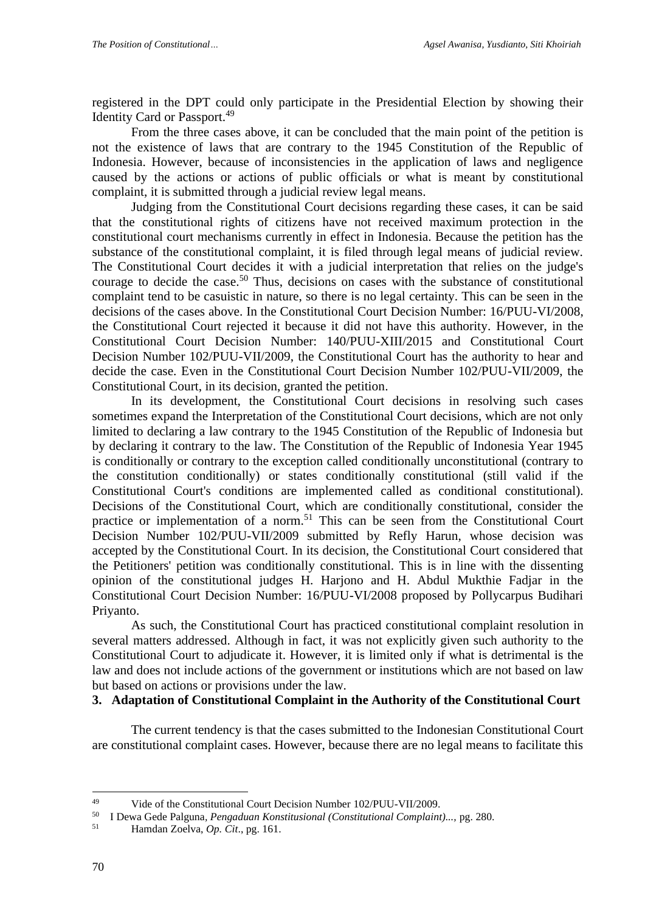registered in the DPT could only participate in the Presidential Election by showing their Identity Card or Passport.[49]

From the three cases above, it can be concluded that the main point of the petition is not the existence of laws that are contrary to the 1945 Constitution of the Republic of Indonesia. However, because of inconsistencies in the application of laws and negligence caused by the actions or actions of public officials or what is meant by constitutional complaint, it is submitted through a judicial review legal means.

Judging from the Constitutional Court decisions regarding these cases, it can be said that the constitutional rights of citizens have not received maximum protection in the constitutional court mechanisms currently in effect in Indonesia. Because the petition has the substance of the constitutional complaint, it is filed through legal means of judicial review. The Constitutional Court decides it with a judicial interpretation that relies on the judge's courage to decide the case.[50] Thus, decisions on cases with the substance of constitutional complaint tend to be casuistic in nature, so there is no legal certainty. This can be seen in the decisions of the cases above. In the Constitutional Court Decision Number: 16/PUU-VI/2008, the Constitutional Court rejected it because it did not have this authority. However, in the Constitutional Court Decision Number: 140/PUU-XIII/2015 and Constitutional Court Decision Number 102/PUU-VII/2009, the Constitutional Court has the authority to hear and decide the case. Even in the Constitutional Court Decision Number 102/PUU-VII/2009, the Constitutional Court, in its decision, granted the petition.

In its development, the Constitutional Court decisions in resolving such cases sometimes expand the Interpretation of the Constitutional Court decisions, which are not only limited to declaring a law contrary to the 1945 Constitution of the Republic of Indonesia but by declaring it contrary to the law. The Constitution of the Republic of Indonesia Year 1945 is conditionally or contrary to the exception called conditionally unconstitutional (contrary to the constitution conditionally) or states conditionally constitutional (still valid if the Constitutional Court's conditions are implemented called as conditional constitutional). Decisions of the Constitutional Court, which are conditionally constitutional, consider the practice or implementation of a norm.[51] This can be seen from the Constitutional Court Decision Number 102/PUU-VII/2009 submitted by Refly Harun, whose decision was accepted by the Constitutional Court. In its decision, the Constitutional Court considered that the Petitioners' petition was conditionally constitutional. This is in line with the dissenting opinion of the constitutional judges H. Harjono and H. Abdul Mukthie Fadjar in the Constitutional Court Decision Number: 16/PUU-VI/2008 proposed by Pollycarpus Budihari Priyanto.

As such, the Constitutional Court has practiced constitutional complaint resolution in several matters addressed. Although in fact, it was not explicitly given such authority to the Constitutional Court to adjudicate it. However, it is limited only if what is detrimental is the law and does not include actions of the government or institutions which are not based on law but based on actions or provisions under the law.

### 3. Adaptation of Constitutional Complaint in the Authority of the Constitutional Court

The current tendency is that the cases submitted to the Indonesian Constitutional Court are constitutional complaint cases. However, because there are no legal means to facilitate this

---

[49] Vide of the Constitutional Court Decision Number 102/PUU-VII/2009.

[50] I Dewa Gede Palguna, *Pengaduan Konstitusional (Constitutional Complaint)...*, pg. 280.

[51] Hamdan Zoelva, *Op. Cit*., pg. 161.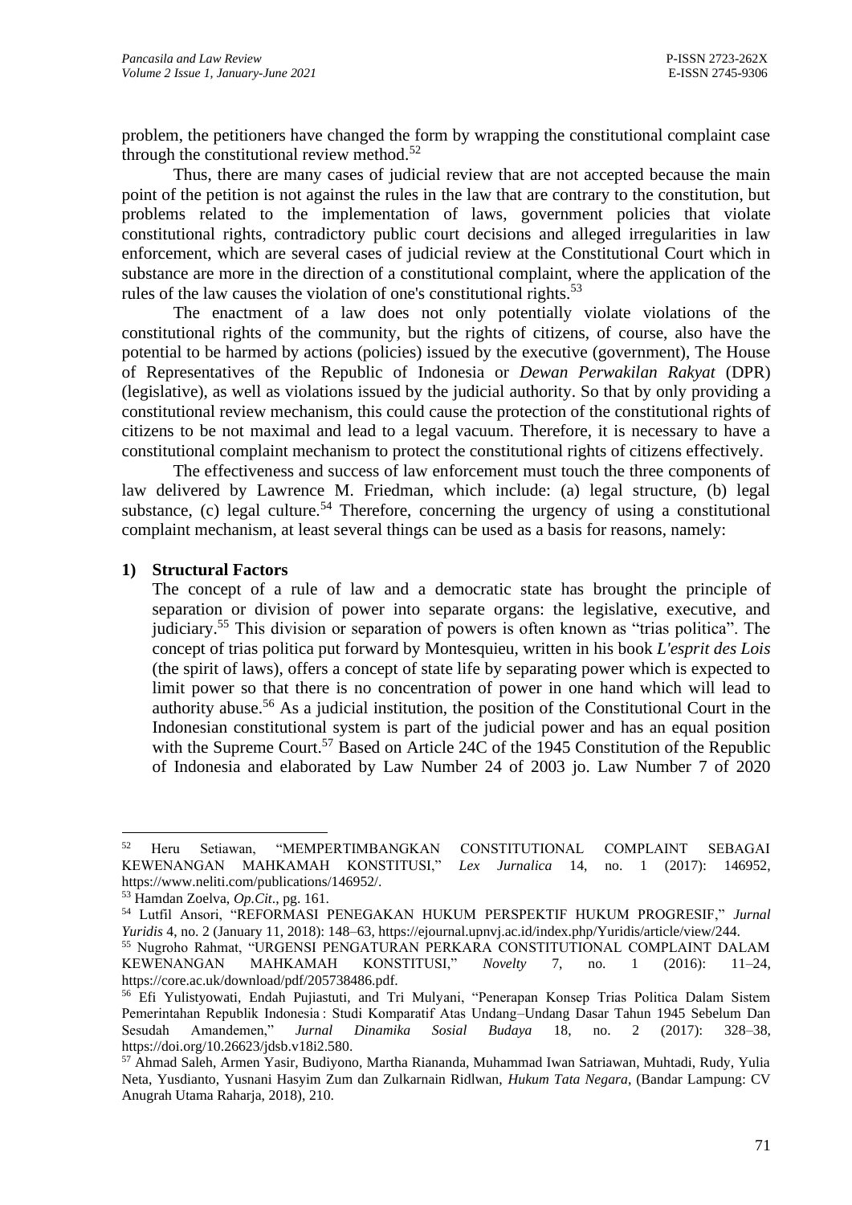problem, the petitioners have changed the form by wrapping the constitutional complaint case through the constitutional review method.[52]

Thus, there are many cases of judicial review that are not accepted because the main point of the petition is not against the rules in the law that are contrary to the constitution, but problems related to the implementation of laws, government policies that violate constitutional rights, contradictory public court decisions and alleged irregularities in law enforcement, which are several cases of judicial review at the Constitutional Court which in substance are more in the direction of a constitutional complaint, where the application of the rules of the law causes the violation of one's constitutional rights.[53]

The enactment of a law does not only potentially violate violations of the constitutional rights of the community, but the rights of citizens, of course, also have the potential to be harmed by actions (policies) issued by the executive (government), The House of Representatives of the Republic of Indonesia or *Dewan Perwakilan Rakyat* (DPR) (legislative), as well as violations issued by the judicial authority. So that by only providing a constitutional review mechanism, this could cause the protection of the constitutional rights of citizens to be not maximal and lead to a legal vacuum. Therefore, it is necessary to have a constitutional complaint mechanism to protect the constitutional rights of citizens effectively.

The effectiveness and success of law enforcement must touch the three components of law delivered by Lawrence M. Friedman, which include: (a) legal structure, (b) legal substance, (c) legal culture.[54] Therefore, concerning the urgency of using a constitutional complaint mechanism, at least several things can be used as a basis for reasons, namely:

**1) Structural Factors**

The concept of a rule of law and a democratic state has brought the principle of separation or division of power into separate organs: the legislative, executive, and judiciary.[55] This division or separation of powers is often known as "trias politica". The concept of trias politica put forward by Montesquieu, written in his book *L'esprit des Lois* (the spirit of laws), offers a concept of state life by separating power which is expected to limit power so that there is no concentration of power in one hand which will lead to authority abuse.[56] As a judicial institution, the position of the Constitutional Court in the Indonesian constitutional system is part of the judicial power and has an equal position with the Supreme Court.[57] Based on Article 24C of the 1945 Constitution of the Republic of Indonesia and elaborated by Law Number 24 of 2003 jo. Law Number 7 of 2020

---

[52] Heru Setiawan, "MEMPERTIMBANGKAN CONSTITUTIONAL COMPLAINT SEBAGAI KEWENANGAN MAHKAMAH KONSTITUSI," *Lex Jurnalica* 14, no. 1 (2017): 146952, https://www.neliti.com/publications/146952/.

[53] Hamdan Zoelva, *Op.Cit*., pg. 161.

[54] Lutfil Ansori, "REFORMASI PENEGAKAN HUKUM PERSPEKTIF HUKUM PROGRESIF," *Jurnal Yuridis* 4, no. 2 (January 11, 2018): 148–63, https://ejournal.upnvj.ac.id/index.php/Yuridis/article/view/244.

[55] Nugroho Rahmat, "URGENSI PENGATURAN PERKARA CONSTITUTIONAL COMPLAINT DALAM KEWENANGAN MAHKAMAH KONSTITUSI," *Novelty* 7, no. 1 (2016): 11–24, https://core.ac.uk/download/pdf/205738486.pdf.

[56] Efi Yulistyowati, Endah Pujiastuti, and Tri Mulyani, "Penerapan Konsep Trias Politica Dalam Sistem Pemerintahan Republik Indonesia : Studi Komparatif Atas Undang–Undang Dasar Tahun 1945 Sebelum Dan Sesudah Amandemen," *Jurnal Dinamika Sosial Budaya* 18, no. 2 (2017): 328–38, https://doi.org/10.26623/jdsb.v18i2.580.

[57] Ahmad Saleh, Armen Yasir, Budiyono, Martha Riananda, Muhammad Iwan Satriawan, Muhtadi, Rudy, Yulia Neta, Yusdianto, Yusnani Hasyim Zum dan Zulkarnain Ridlwan, *Hukum Tata Negara*, (Bandar Lampung: CV Anugrah Utama Raharja, 2018), 210.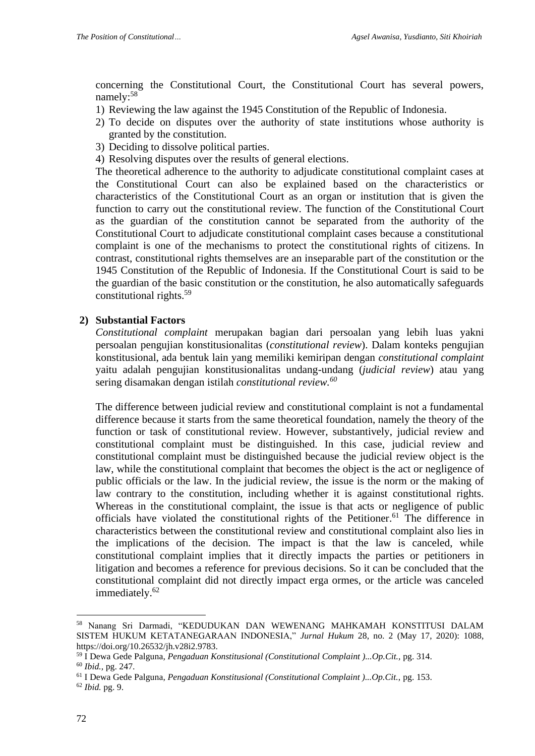concerning the Constitutional Court, the Constitutional Court has several powers, namely:[58]

1) Reviewing the law against the 1945 Constitution of the Republic of Indonesia.
2) To decide on disputes over the authority of state institutions whose authority is granted by the constitution.
3) Deciding to dissolve political parties.
4) Resolving disputes over the results of general elections.

The theoretical adherence to the authority to adjudicate constitutional complaint cases at the Constitutional Court can also be explained based on the characteristics or characteristics of the Constitutional Court as an organ or institution that is given the function to carry out the constitutional review. The function of the Constitutional Court as the guardian of the constitution cannot be separated from the authority of the Constitutional Court to adjudicate constitutional complaint cases because a constitutional complaint is one of the mechanisms to protect the constitutional rights of citizens. In contrast, constitutional rights themselves are an inseparable part of the constitution or the 1945 Constitution of the Republic of Indonesia. If the Constitutional Court is said to be the guardian of the basic constitution or the constitution, he also automatically safeguards constitutional rights.[59]

**2) Substantial Factors**

*Constitutional complaint* merupakan bagian dari persoalan yang lebih luas yakni persoalan pengujian konstitusionalitas (*constitutional review*). Dalam konteks pengujian konstitusional, ada bentuk lain yang memiliki kemiripan dengan *constitutional complaint* yaitu adalah pengujian konstitusionalitas undang-undang (*judicial review*) atau yang sering disamakan dengan istilah *constitutional review.*[60]

The difference between judicial review and constitutional complaint is not a fundamental difference because it starts from the same theoretical foundation, namely the theory of the function or task of constitutional review. However, substantively, judicial review and constitutional complaint must be distinguished. In this case, judicial review and constitutional complaint must be distinguished because the judicial review object is the law, while the constitutional complaint that becomes the object is the act or negligence of public officials or the law. In the judicial review, the issue is the norm or the making of law contrary to the constitution, including whether it is against constitutional rights. Whereas in the constitutional complaint, the issue is that acts or negligence of public officials have violated the constitutional rights of the Petitioner.[61] The difference in characteristics between the constitutional review and constitutional complaint also lies in the implications of the decision. The impact is that the law is canceled, while constitutional complaint implies that it directly impacts the parties or petitioners in litigation and becomes a reference for previous decisions. So it can be concluded that the constitutional complaint did not directly impact erga ormes, or the article was canceled immediately.[62]

---

[58] Nanang Sri Darmadi, "KEDUDUKAN DAN WEWENANG MAHKAMAH KONSTITUSI DALAM SISTEM HUKUM KETATANEGARAAN INDONESIA," *Jurnal Hukum* 28, no. 2 (May 17, 2020): 1088, https://doi.org/10.26532/jh.v28i2.9783.

[59] I Dewa Gede Palguna, *Pengaduan Konstitusional (Constitutional Complaint )...Op.Cit.,* pg. 314.

[60] *Ibid.,* pg. 247.

[61] I Dewa Gede Palguna, *Pengaduan Konstitusional (Constitutional Complaint )...Op.Cit.,* pg. 153.

[62] *Ibid.* pg. 9.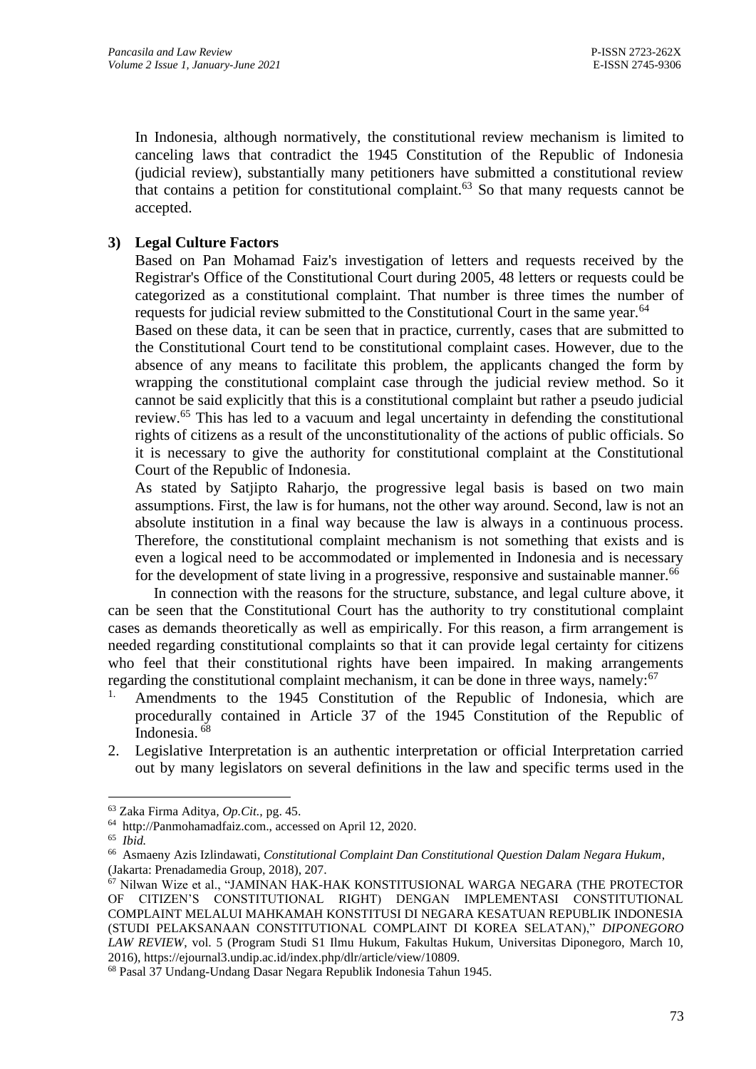In Indonesia, although normatively, the constitutional review mechanism is limited to canceling laws that contradict the 1945 Constitution of the Republic of Indonesia (judicial review), substantially many petitioners have submitted a constitutional review that contains a petition for constitutional complaint.[63] So that many requests cannot be accepted.

**3) Legal Culture Factors**

Based on Pan Mohamad Faiz's investigation of letters and requests received by the Registrar's Office of the Constitutional Court during 2005, 48 letters or requests could be categorized as a constitutional complaint. That number is three times the number of requests for judicial review submitted to the Constitutional Court in the same year.[64]

Based on these data, it can be seen that in practice, currently, cases that are submitted to the Constitutional Court tend to be constitutional complaint cases. However, due to the absence of any means to facilitate this problem, the applicants changed the form by wrapping the constitutional complaint case through the judicial review method. So it cannot be said explicitly that this is a constitutional complaint but rather a pseudo judicial review.[65] This has led to a vacuum and legal uncertainty in defending the constitutional rights of citizens as a result of the unconstitutionality of the actions of public officials. So it is necessary to give the authority for constitutional complaint at the Constitutional Court of the Republic of Indonesia.

As stated by Satjipto Raharjo, the progressive legal basis is based on two main assumptions. First, the law is for humans, not the other way around. Second, law is not an absolute institution in a final way because the law is always in a continuous process. Therefore, the constitutional complaint mechanism is not something that exists and is even a logical need to be accommodated or implemented in Indonesia and is necessary for the development of state living in a progressive, responsive and sustainable manner.[66]

In connection with the reasons for the structure, substance, and legal culture above, it can be seen that the Constitutional Court has the authority to try constitutional complaint cases as demands theoretically as well as empirically. For this reason, a firm arrangement is needed regarding constitutional complaints so that it can provide legal certainty for citizens who feel that their constitutional rights have been impaired. In making arrangements regarding the constitutional complaint mechanism, it can be done in three ways, namely:[67]

1. Amendments to the 1945 Constitution of the Republic of Indonesia, which are procedurally contained in Article 37 of the 1945 Constitution of the Republic of Indonesia.[68]
2. Legislative Interpretation is an authentic interpretation or official Interpretation carried out by many legislators on several definitions in the law and specific terms used in the

---

[63] Zaka Firma Aditya, *Op.Cit.*, pg. 45.

[64] http://Panmohamadfaiz.com., accessed on April 12, 2020.

[65] *Ibid.*

[66] Asmaeny Azis Izlindawati, *Constitutional Complaint Dan Constitutional Question Dalam Negara Hukum*, (Jakarta: Prenadamedia Group, 2018), 207.

[67] Nilwan Wize et al., "JAMINAN HAK-HAK KONSTITUSIONAL WARGA NEGARA (THE PROTECTOR OF CITIZEN'S CONSTITUTIONAL RIGHT) DENGAN IMPLEMENTASI CONSTITUTIONAL COMPLAINT MELALUI MAHKAMAH KONSTITUSI DI NEGARA KESATUAN REPUBLIK INDONESIA (STUDI PELAKSANAAN CONSTITUTIONAL COMPLAINT DI KOREA SELATAN)," *DIPONEGORO LAW REVIEW*, vol. 5 (Program Studi S1 Ilmu Hukum, Fakultas Hukum, Universitas Diponegoro, March 10, 2016), https://ejournal3.undip.ac.id/index.php/dlr/article/view/10809.

[68] Pasal 37 Undang-Undang Dasar Negara Republik Indonesia Tahun 1945.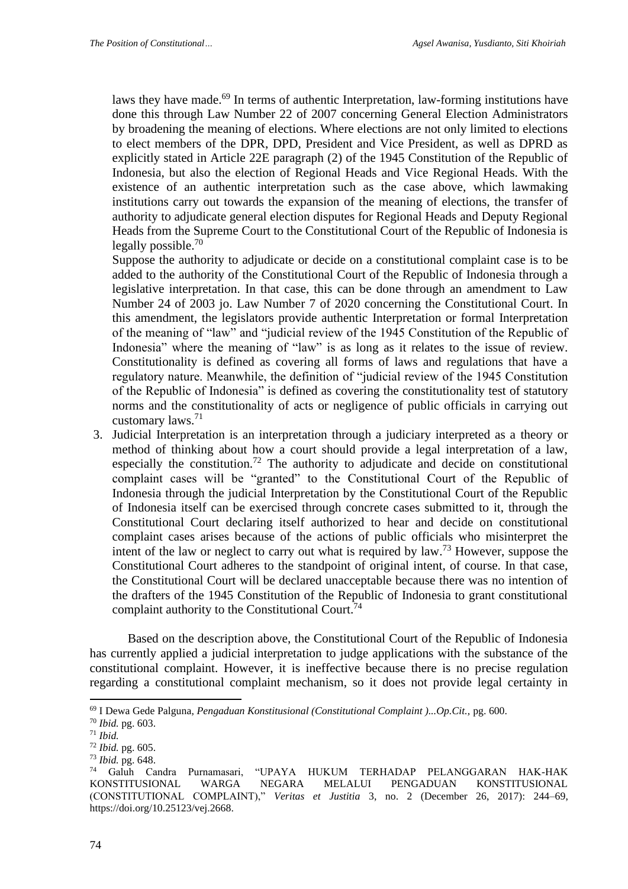laws they have made.[69] In terms of authentic Interpretation, law-forming institutions have done this through Law Number 22 of 2007 concerning General Election Administrators by broadening the meaning of elections. Where elections are not only limited to elections to elect members of the DPR, DPD, President and Vice President, as well as DPRD as explicitly stated in Article 22E paragraph (2) of the 1945 Constitution of the Republic of Indonesia, but also the election of Regional Heads and Vice Regional Heads. With the existence of an authentic interpretation such as the case above, which lawmaking institutions carry out towards the expansion of the meaning of elections, the transfer of authority to adjudicate general election disputes for Regional Heads and Deputy Regional Heads from the Supreme Court to the Constitutional Court of the Republic of Indonesia is legally possible.[70]

Suppose the authority to adjudicate or decide on a constitutional complaint case is to be added to the authority of the Constitutional Court of the Republic of Indonesia through a legislative interpretation. In that case, this can be done through an amendment to Law Number 24 of 2003 jo. Law Number 7 of 2020 concerning the Constitutional Court. In this amendment, the legislators provide authentic Interpretation or formal Interpretation of the meaning of "law" and "judicial review of the 1945 Constitution of the Republic of Indonesia" where the meaning of "law" is as long as it relates to the issue of review. Constitutionality is defined as covering all forms of laws and regulations that have a regulatory nature. Meanwhile, the definition of "judicial review of the 1945 Constitution of the Republic of Indonesia" is defined as covering the constitutionality test of statutory norms and the constitutionality of acts or negligence of public officials in carrying out customary laws.[71]

3. Judicial Interpretation is an interpretation through a judiciary interpreted as a theory or method of thinking about how a court should provide a legal interpretation of a law, especially the constitution.[72] The authority to adjudicate and decide on constitutional complaint cases will be "granted" to the Constitutional Court of the Republic of Indonesia through the judicial Interpretation by the Constitutional Court of the Republic of Indonesia itself can be exercised through concrete cases submitted to it, through the Constitutional Court declaring itself authorized to hear and decide on constitutional complaint cases arises because of the actions of public officials who misinterpret the intent of the law or neglect to carry out what is required by law.[73] However, suppose the Constitutional Court adheres to the standpoint of original intent, of course. In that case, the Constitutional Court will be declared unacceptable because there was no intention of the drafters of the 1945 Constitution of the Republic of Indonesia to grant constitutional complaint authority to the Constitutional Court.[74]

Based on the description above, the Constitutional Court of the Republic of Indonesia has currently applied a judicial interpretation to judge applications with the substance of the constitutional complaint. However, it is ineffective because there is no precise regulation regarding a constitutional complaint mechanism, so it does not provide legal certainty in

---

[69] I Dewa Gede Palguna, *Pengaduan Konstitusional (Constitutional Complaint )...Op.Cit.,* pg. 600.

[70] *Ibid.* pg. 603.

[71] *Ibid.*

[72] *Ibid.* pg. 605.

[73] *Ibid.* pg. 648.

[74] Galuh Candra Purnamasari, "UPAYA HUKUM TERHADAP PELANGGARAN HAK-HAK KONSTITUSIONAL WARGA NEGARA MELALUI PENGADUAN KONSTITUSIONAL (CONSTITUTIONAL COMPLAINT)," *Veritas et Justitia* 3, no. 2 (December 26, 2017): 244–69, https://doi.org/10.25123/vej.2668.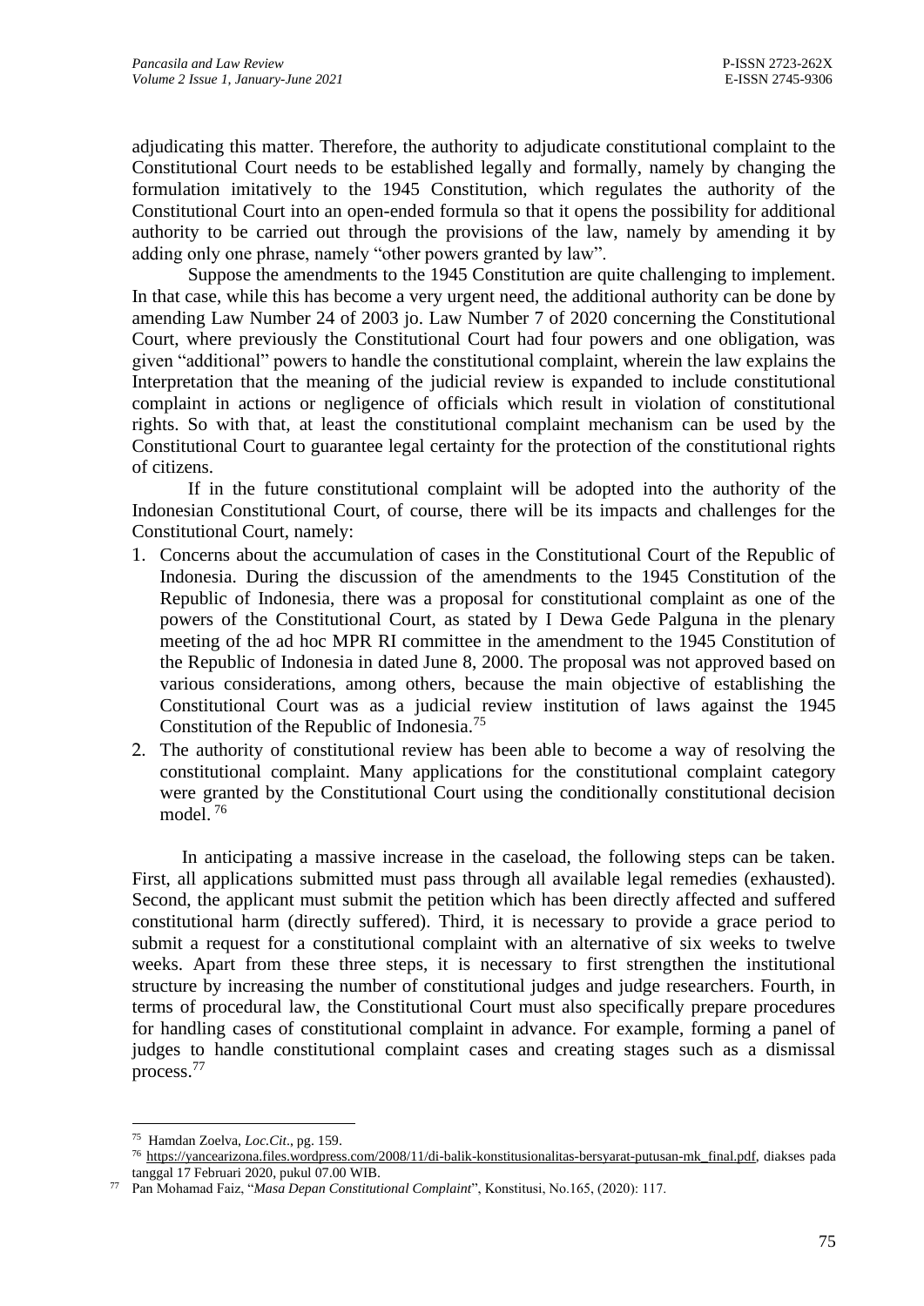adjudicating this matter. Therefore, the authority to adjudicate constitutional complaint to the Constitutional Court needs to be established legally and formally, namely by changing the formulation imitatively to the 1945 Constitution, which regulates the authority of the Constitutional Court into an open-ended formula so that it opens the possibility for additional authority to be carried out through the provisions of the law, namely by amending it by adding only one phrase, namely "other powers granted by law".

Suppose the amendments to the 1945 Constitution are quite challenging to implement. In that case, while this has become a very urgent need, the additional authority can be done by amending Law Number 24 of 2003 jo. Law Number 7 of 2020 concerning the Constitutional Court, where previously the Constitutional Court had four powers and one obligation, was given "additional" powers to handle the constitutional complaint, wherein the law explains the Interpretation that the meaning of the judicial review is expanded to include constitutional complaint in actions or negligence of officials which result in violation of constitutional rights. So with that, at least the constitutional complaint mechanism can be used by the Constitutional Court to guarantee legal certainty for the protection of the constitutional rights of citizens.

If in the future constitutional complaint will be adopted into the authority of the Indonesian Constitutional Court, of course, there will be its impacts and challenges for the Constitutional Court, namely:

1. Concerns about the accumulation of cases in the Constitutional Court of the Republic of Indonesia. During the discussion of the amendments to the 1945 Constitution of the Republic of Indonesia, there was a proposal for constitutional complaint as one of the powers of the Constitutional Court, as stated by I Dewa Gede Palguna in the plenary meeting of the ad hoc MPR RI committee in the amendment to the 1945 Constitution of the Republic of Indonesia in dated June 8, 2000. The proposal was not approved based on various considerations, among others, because the main objective of establishing the Constitutional Court was as a judicial review institution of laws against the 1945 Constitution of the Republic of Indonesia.[75]
2. The authority of constitutional review has been able to become a way of resolving the constitutional complaint. Many applications for the constitutional complaint category were granted by the Constitutional Court using the conditionally constitutional decision model.[76]

In anticipating a massive increase in the caseload, the following steps can be taken. First, all applications submitted must pass through all available legal remedies (exhausted). Second, the applicant must submit the petition which has been directly affected and suffered constitutional harm (directly suffered). Third, it is necessary to provide a grace period to submit a request for a constitutional complaint with an alternative of six weeks to twelve weeks. Apart from these three steps, it is necessary to first strengthen the institutional structure by increasing the number of constitutional judges and judge researchers. Fourth, in terms of procedural law, the Constitutional Court must also specifically prepare procedures for handling cases of constitutional complaint in advance. For example, forming a panel of judges to handle constitutional complaint cases and creating stages such as a dismissal process.[77]

---

[75] Hamdan Zoelva, *Loc.Cit*., pg. 159.

[76] https://yancearizona.files.wordpress.com/2008/11/di-balik-konstitusionalitas-bersyarat-putusan-mk_final.pdf, diakses pada tanggal 17 Februari 2020, pukul 07.00 WIB.

[77] Pan Mohamad Faiz, "*Masa Depan Constitutional Complaint*", Konstitusi, No.165, (2020): 117.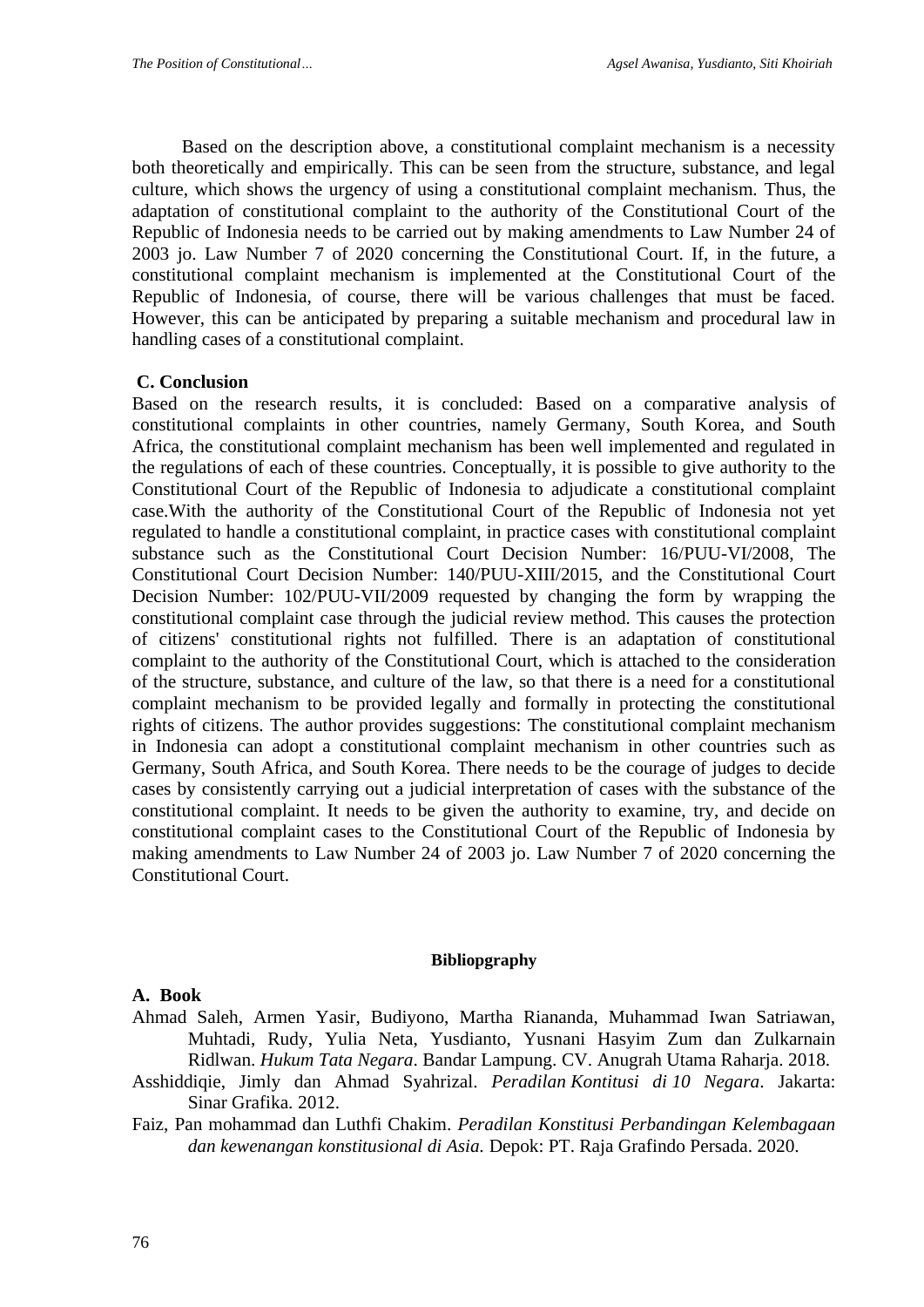Based on the description above, a constitutional complaint mechanism is a necessity both theoretically and empirically. This can be seen from the structure, substance, and legal culture, which shows the urgency of using a constitutional complaint mechanism. Thus, the adaptation of constitutional complaint to the authority of the Constitutional Court of the Republic of Indonesia needs to be carried out by making amendments to Law Number 24 of 2003 jo. Law Number 7 of 2020 concerning the Constitutional Court. If, in the future, a constitutional complaint mechanism is implemented at the Constitutional Court of the Republic of Indonesia, of course, there will be various challenges that must be faced. However, this can be anticipated by preparing a suitable mechanism and procedural law in handling cases of a constitutional complaint.

## C. Conclusion

Based on the research results, it is concluded: Based on a comparative analysis of constitutional complaints in other countries, namely Germany, South Korea, and South Africa, the constitutional complaint mechanism has been well implemented and regulated in the regulations of each of these countries. Conceptually, it is possible to give authority to the Constitutional Court of the Republic of Indonesia to adjudicate a constitutional complaint case.With the authority of the Constitutional Court of the Republic of Indonesia not yet regulated to handle a constitutional complaint, in practice cases with constitutional complaint substance such as the Constitutional Court Decision Number: 16/PUU-VI/2008, The Constitutional Court Decision Number: 140/PUU-XIII/2015, and the Constitutional Court Decision Number: 102/PUU-VII/2009 requested by changing the form by wrapping the constitutional complaint case through the judicial review method. This causes the protection of citizens' constitutional rights not fulfilled. There is an adaptation of constitutional complaint to the authority of the Constitutional Court, which is attached to the consideration of the structure, substance, and culture of the law, so that there is a need for a constitutional complaint mechanism to be provided legally and formally in protecting the constitutional rights of citizens. The author provides suggestions: The constitutional complaint mechanism in Indonesia can adopt a constitutional complaint mechanism in other countries such as Germany, South Africa, and South Korea. There needs to be the courage of judges to decide cases by consistently carrying out a judicial interpretation of cases with the substance of the constitutional complaint. It needs to be given the authority to examine, try, and decide on constitutional complaint cases to the Constitutional Court of the Republic of Indonesia by making amendments to Law Number 24 of 2003 jo. Law Number 7 of 2020 concerning the Constitutional Court.

## Bibliopgraphy

### A. Book

Ahmad Saleh, Armen Yasir, Budiyono, Martha Riananda, Muhammad Iwan Satriawan, Muhtadi, Rudy, Yulia Neta, Yusdianto, Yusnani Hasyim Zum dan Zulkarnain Ridlwan. *Hukum Tata Negara*. Bandar Lampung. CV. Anugrah Utama Raharja. 2018.

Asshiddiqie, Jimly dan Ahmad Syahrizal. *Peradilan Kontitusi di 10 Negara*. Jakarta: Sinar Grafika. 2012.

Faiz, Pan mohammad dan Luthfi Chakim. *Peradilan Konstitusi Perbandingan Kelembagaan dan kewenangan konstitusional di Asia.* Depok: PT. Raja Grafindo Persada. 2020.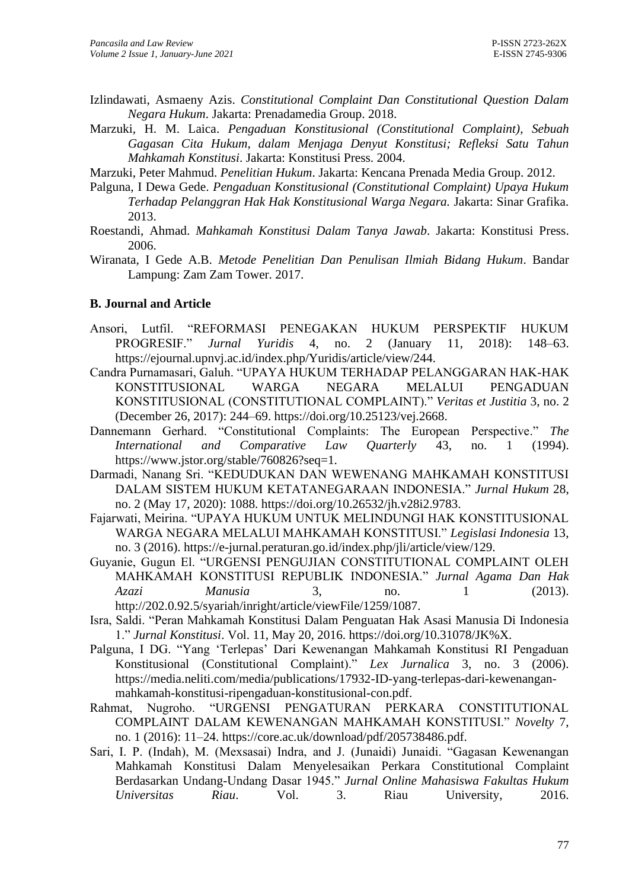Izlindawati, Asmaeny Azis. *Constitutional Complaint Dan Constitutional Question Dalam Negara Hukum*. Jakarta: Prenadamedia Group. 2018.

Marzuki, H. M. Laica. *Pengaduan Konstitusional (Constitutional Complaint), Sebuah Gagasan Cita Hukum, dalam Menjaga Denyut Konstitusi; Refleksi Satu Tahun Mahkamah Konstitusi*. Jakarta: Konstitusi Press. 2004.

Marzuki, Peter Mahmud. *Penelitian Hukum*. Jakarta: Kencana Prenada Media Group. 2012.

Palguna, I Dewa Gede. *Pengaduan Konstitusional (Constitutional Complaint) Upaya Hukum Terhadap Pelanggran Hak Hak Konstitusional Warga Negara.* Jakarta: Sinar Grafika. 2013.

Roestandi, Ahmad. *Mahkamah Konstitusi Dalam Tanya Jawab*. Jakarta: Konstitusi Press. 2006.

Wiranata, I Gede A.B. *Metode Penelitian Dan Penulisan Ilmiah Bidang Hukum*. Bandar Lampung: Zam Zam Tower. 2017.

### B. Journal and Article

Ansori, Lutfil. "REFORMASI PENEGAKAN HUKUM PERSPEKTIF HUKUM PROGRESIF." *Jurnal Yuridis* 4, no. 2 (January 11, 2018): 148–63. https://ejournal.upnvj.ac.id/index.php/Yuridis/article/view/244.

Candra Purnamasari, Galuh. "UPAYA HUKUM TERHADAP PELANGGARAN HAK-HAK KONSTITUSIONAL WARGA NEGARA MELALUI PENGADUAN KONSTITUSIONAL (CONSTITUTIONAL COMPLAINT)." *Veritas et Justitia* 3, no. 2 (December 26, 2017): 244–69. https://doi.org/10.25123/vej.2668.

Dannemann Gerhard. "Constitutional Complaints: The European Perspective." *The International and Comparative Law Quarterly* 43, no. 1 (1994). https://www.jstor.org/stable/760826?seq=1.

Darmadi, Nanang Sri. "KEDUDUKAN DAN WEWENANG MAHKAMAH KONSTITUSI DALAM SISTEM HUKUM KETATANEGARAAN INDONESIA." *Jurnal Hukum* 28, no. 2 (May 17, 2020): 1088. https://doi.org/10.26532/jh.v28i2.9783.

Fajarwati, Meirina. "UPAYA HUKUM UNTUK MELINDUNGI HAK KONSTITUSIONAL WARGA NEGARA MELALUI MAHKAMAH KONSTITUSI." *Legislasi Indonesia* 13, no. 3 (2016). https://e-jurnal.peraturan.go.id/index.php/jli/article/view/129.

Guyanie, Gugun El. "URGENSI PENGUJIAN CONSTITUTIONAL COMPLAINT OLEH MAHKAMAH KONSTITUSI REPUBLIK INDONESIA." *Jurnal Agama Dan Hak Azazi Manusia* 3, no. 1 (2013). http://202.0.92.5/syariah/inright/article/viewFile/1259/1087.

Isra, Saldi. "Peran Mahkamah Konstitusi Dalam Penguatan Hak Asasi Manusia Di Indonesia 1." *Jurnal Konstitusi*. Vol. 11, May 20, 2016. https://doi.org/10.31078/JK%X.

Palguna, I DG. "Yang 'Terlepas' Dari Kewenangan Mahkamah Konstitusi RI Pengaduan Konstitusional (Constitutional Complaint)." *Lex Jurnalica* 3, no. 3 (2006). https://media.neliti.com/media/publications/17932-ID-yang-terlepas-dari-kewenangan-mahkamah-konstitusi-ripengaduan-konstitusional-con.pdf.

Rahmat, Nugroho. "URGENSI PENGATURAN PERKARA CONSTITUTIONAL COMPLAINT DALAM KEWENANGAN MAHKAMAH KONSTITUSI." *Novelty* 7, no. 1 (2016): 11–24. https://core.ac.uk/download/pdf/205738486.pdf.

Sari, I. P. (Indah), M. (Mexsasai) Indra, and J. (Junaidi) Junaidi. "Gagasan Kewenangan Mahkamah Konstitusi Dalam Menyelesaikan Perkara Constitutional Complaint Berdasarkan Undang-Undang Dasar 1945." *Jurnal Online Mahasiswa Fakultas Hukum Universitas Riau*. Vol. 3. Riau University, 2016.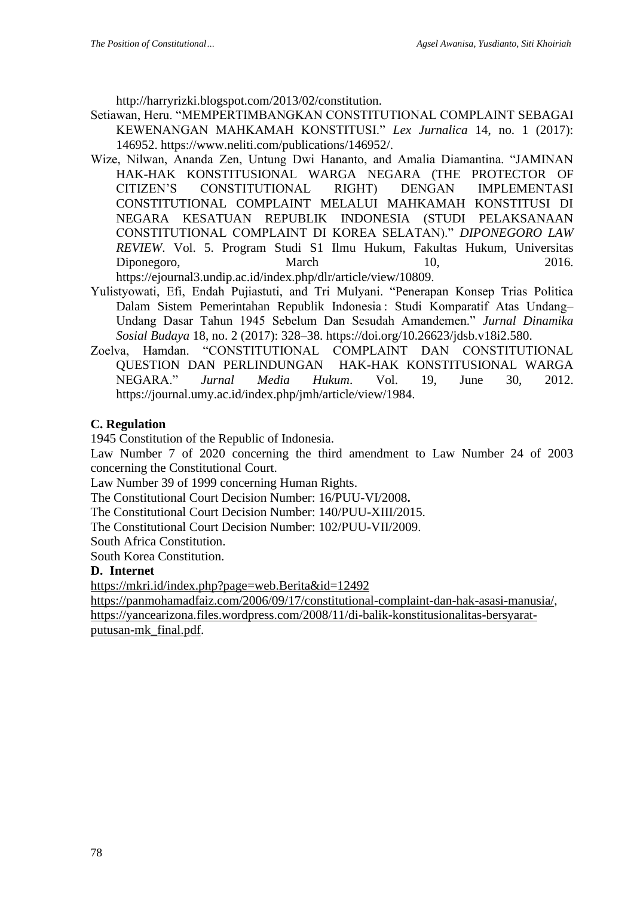http://harryrizki.blogspot.com/2013/02/constitution.

Setiawan, Heru. "MEMPERTIMBANGKAN CONSTITUTIONAL COMPLAINT SEBAGAI KEWENANGAN MAHKAMAH KONSTITUSI." *Lex Jurnalica* 14, no. 1 (2017): 146952. https://www.neliti.com/publications/146952/.

Wize, Nilwan, Ananda Zen, Untung Dwi Hananto, and Amalia Diamantina. "JAMINAN HAK-HAK KONSTITUSIONAL WARGA NEGARA (THE PROTECTOR OF CITIZEN'S CONSTITUTIONAL RIGHT) DENGAN IMPLEMENTASI CONSTITUTIONAL COMPLAINT MELALUI MAHKAMAH KONSTITUSI DI NEGARA KESATUAN REPUBLIK INDONESIA (STUDI PELAKSANAAN CONSTITUTIONAL COMPLAINT DI KOREA SELATAN)." *DIPONEGORO LAW REVIEW*. Vol. 5. Program Studi S1 Ilmu Hukum, Fakultas Hukum, Universitas Diponegoro, March 10, 2016. https://ejournal3.undip.ac.id/index.php/dlr/article/view/10809.

Yulistyowati, Efi, Endah Pujiastuti, and Tri Mulyani. "Penerapan Konsep Trias Politica Dalam Sistem Pemerintahan Republik Indonesia : Studi Komparatif Atas Undang–Undang Dasar Tahun 1945 Sebelum Dan Sesudah Amandemen." *Jurnal Dinamika Sosial Budaya* 18, no. 2 (2017): 328–38. https://doi.org/10.26623/jdsb.v18i2.580.

Zoelva, Hamdan. "CONSTITUTIONAL COMPLAINT DAN CONSTITUTIONAL QUESTION DAN PERLINDUNGAN HAK-HAK KONSTITUSIONAL WARGA NEGARA." *Jurnal Media Hukum*. Vol. 19, June 30, 2012. https://journal.umy.ac.id/index.php/jmh/article/view/1984.

**C. Regulation**

1945 Constitution of the Republic of Indonesia.

Law Number 7 of 2020 concerning the third amendment to Law Number 24 of 2003 concerning the Constitutional Court.

Law Number 39 of 1999 concerning Human Rights.

The Constitutional Court Decision Number: 16/PUU-VI/2008**.**

The Constitutional Court Decision Number: 140/PUU-XIII/2015.

The Constitutional Court Decision Number: 102/PUU-VII/2009.

South Africa Constitution.

South Korea Constitution.

**D. Internet**

https://mkri.id/index.php?page=web.Berita&id=12492

https://panmohamadfaiz.com/2006/09/17/constitutional-complaint-dan-hak-asasi-manusia/,

https://yancearizona.files.wordpress.com/2008/11/di-balik-konstitusionalitas-bersyarat-putusan-mk_final.pdf.